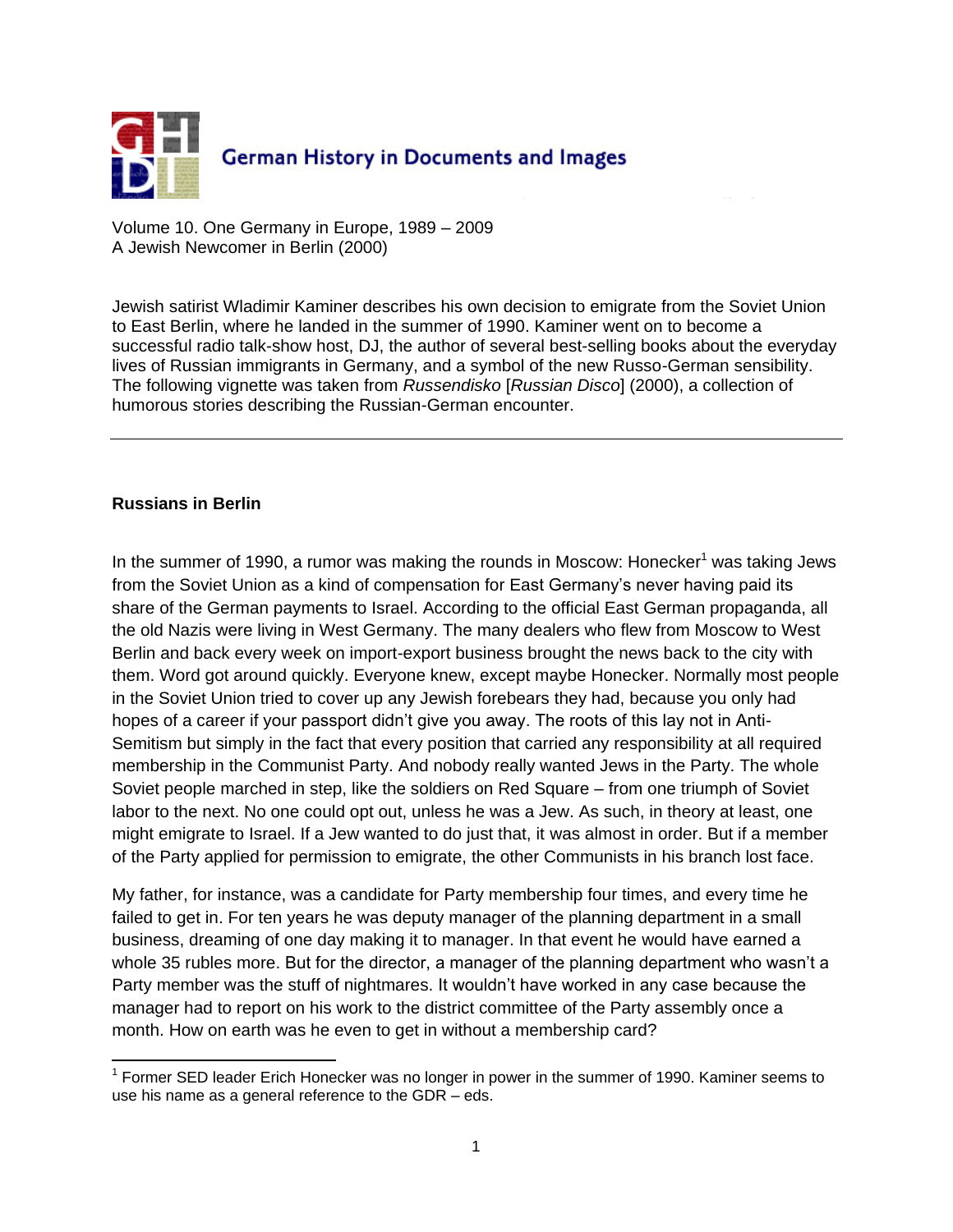German History in Documents and Images

Volume 10. One Germany in Europe, 1989 – 2009
A Jewish Newcomer in Berlin (2000)

Jewish satirist Wladimir Kaminer describes his own decision to emigrate from the Soviet Union to East Berlin, where he landed in the summer of 1990. Kaminer went on to become a successful radio talk-show host, DJ, the author of several best-selling books about the everyday lives of Russian immigrants in Germany, and a symbol of the new Russo-German sensibility. The following vignette was taken from *Russendisko* [*Russian Disco*] (2000), a collection of humorous stories describing the Russian-German encounter.

---

**Russians in Berlin**

In the summer of 1990, a rumor was making the rounds in Moscow: Honecker[1] was taking Jews from the Soviet Union as a kind of compensation for East Germany's never having paid its share of the German payments to Israel. According to the official East German propaganda, all the old Nazis were living in West Germany. The many dealers who flew from Moscow to West Berlin and back every week on import-export business brought the news back to the city with them. Word got around quickly. Everyone knew, except maybe Honecker. Normally most people in the Soviet Union tried to cover up any Jewish forebears they had, because you only had hopes of a career if your passport didn't give you away. The roots of this lay not in Anti-Semitism but simply in the fact that every position that carried any responsibility at all required membership in the Communist Party. And nobody really wanted Jews in the Party. The whole Soviet people marched in step, like the soldiers on Red Square – from one triumph of Soviet labor to the next. No one could opt out, unless he was a Jew. As such, in theory at least, one might emigrate to Israel. If a Jew wanted to do just that, it was almost in order. But if a member of the Party applied for permission to emigrate, the other Communists in his branch lost face.

My father, for instance, was a candidate for Party membership four times, and every time he failed to get in. For ten years he was deputy manager of the planning department in a small business, dreaming of one day making it to manager. In that event he would have earned a whole 35 rubles more. But for the director, a manager of the planning department who wasn't a Party member was the stuff of nightmares. It wouldn't have worked in any case because the manager had to report on his work to the district committee of the Party assembly once a month. How on earth was he even to get in without a membership card?

---

[1] Former SED leader Erich Honecker was no longer in power in the summer of 1990. Kaminer seems to use his name as a general reference to the GDR – eds.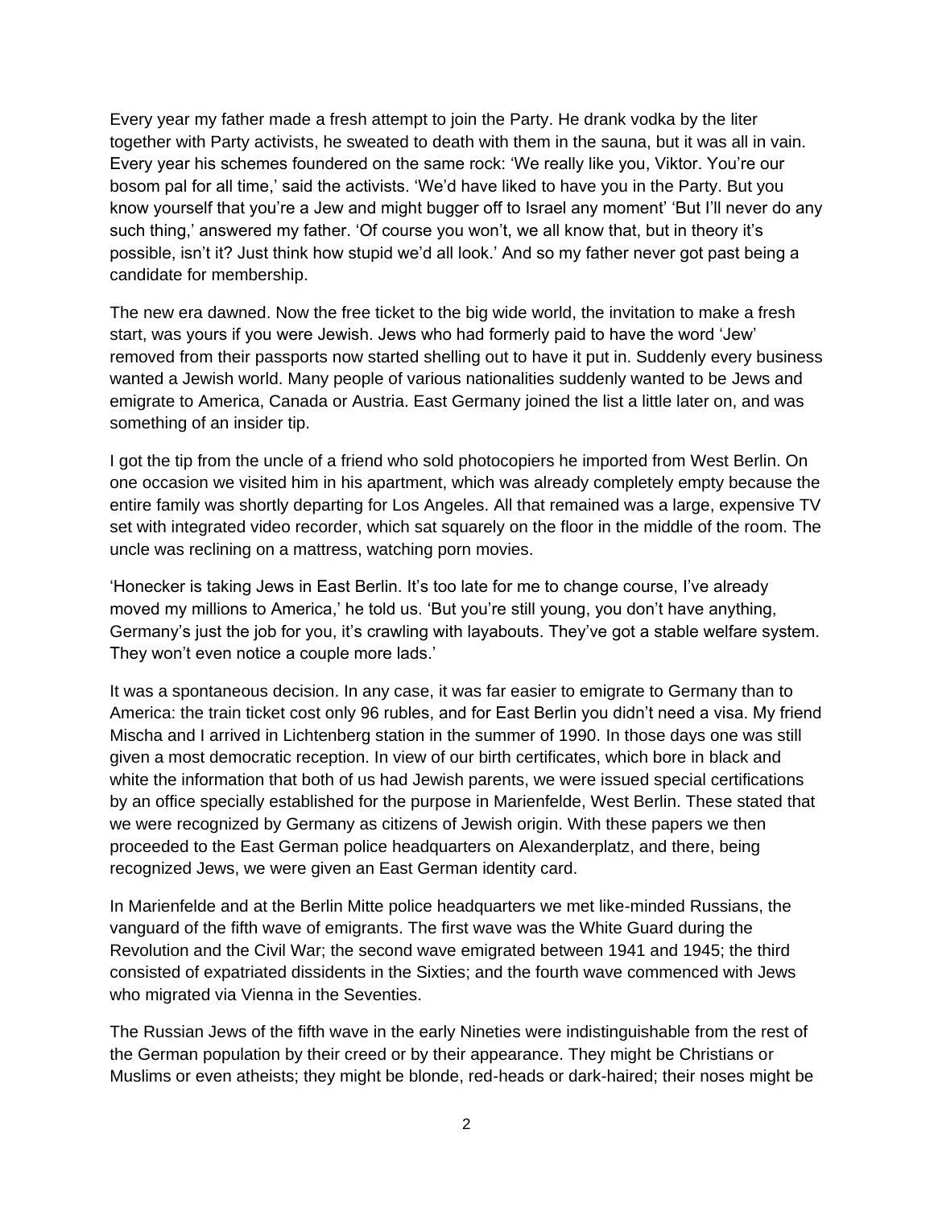Every year my father made a fresh attempt to join the Party. He drank vodka by the liter together with Party activists, he sweated to death with them in the sauna, but it was all in vain. Every year his schemes foundered on the same rock: 'We really like you, Viktor. You're our bosom pal for all time,' said the activists. 'We'd have liked to have you in the Party. But you know yourself that you're a Jew and might bugger off to Israel any moment' 'But I'll never do any such thing,' answered my father. 'Of course you won't, we all know that, but in theory it's possible, isn't it? Just think how stupid we'd all look.' And so my father never got past being a candidate for membership.

The new era dawned. Now the free ticket to the big wide world, the invitation to make a fresh start, was yours if you were Jewish. Jews who had formerly paid to have the word 'Jew' removed from their passports now started shelling out to have it put in. Suddenly every business wanted a Jewish world. Many people of various nationalities suddenly wanted to be Jews and emigrate to America, Canada or Austria. East Germany joined the list a little later on, and was something of an insider tip.

I got the tip from the uncle of a friend who sold photocopiers he imported from West Berlin. On one occasion we visited him in his apartment, which was already completely empty because the entire family was shortly departing for Los Angeles. All that remained was a large, expensive TV set with integrated video recorder, which sat squarely on the floor in the middle of the room. The uncle was reclining on a mattress, watching porn movies.

'Honecker is taking Jews in East Berlin. It's too late for me to change course, I've already moved my millions to America,' he told us. 'But you're still young, you don't have anything, Germany's just the job for you, it's crawling with layabouts. They've got a stable welfare system. They won't even notice a couple more lads.'

It was a spontaneous decision. In any case, it was far easier to emigrate to Germany than to America: the train ticket cost only 96 rubles, and for East Berlin you didn't need a visa. My friend Mischa and I arrived in Lichtenberg station in the summer of 1990. In those days one was still given a most democratic reception. In view of our birth certificates, which bore in black and white the information that both of us had Jewish parents, we were issued special certifications by an office specially established for the purpose in Marienfelde, West Berlin. These stated that we were recognized by Germany as citizens of Jewish origin. With these papers we then proceeded to the East German police headquarters on Alexanderplatz, and there, being recognized Jews, we were given an East German identity card.

In Marienfelde and at the Berlin Mitte police headquarters we met like-minded Russians, the vanguard of the fifth wave of emigrants. The first wave was the White Guard during the Revolution and the Civil War; the second wave emigrated between 1941 and 1945; the third consisted of expatriated dissidents in the Sixties; and the fourth wave commenced with Jews who migrated via Vienna in the Seventies.

The Russian Jews of the fifth wave in the early Nineties were indistinguishable from the rest of the German population by their creed or by their appearance. They might be Christians or Muslims or even atheists; they might be blonde, red-heads or dark-haired; their noses might be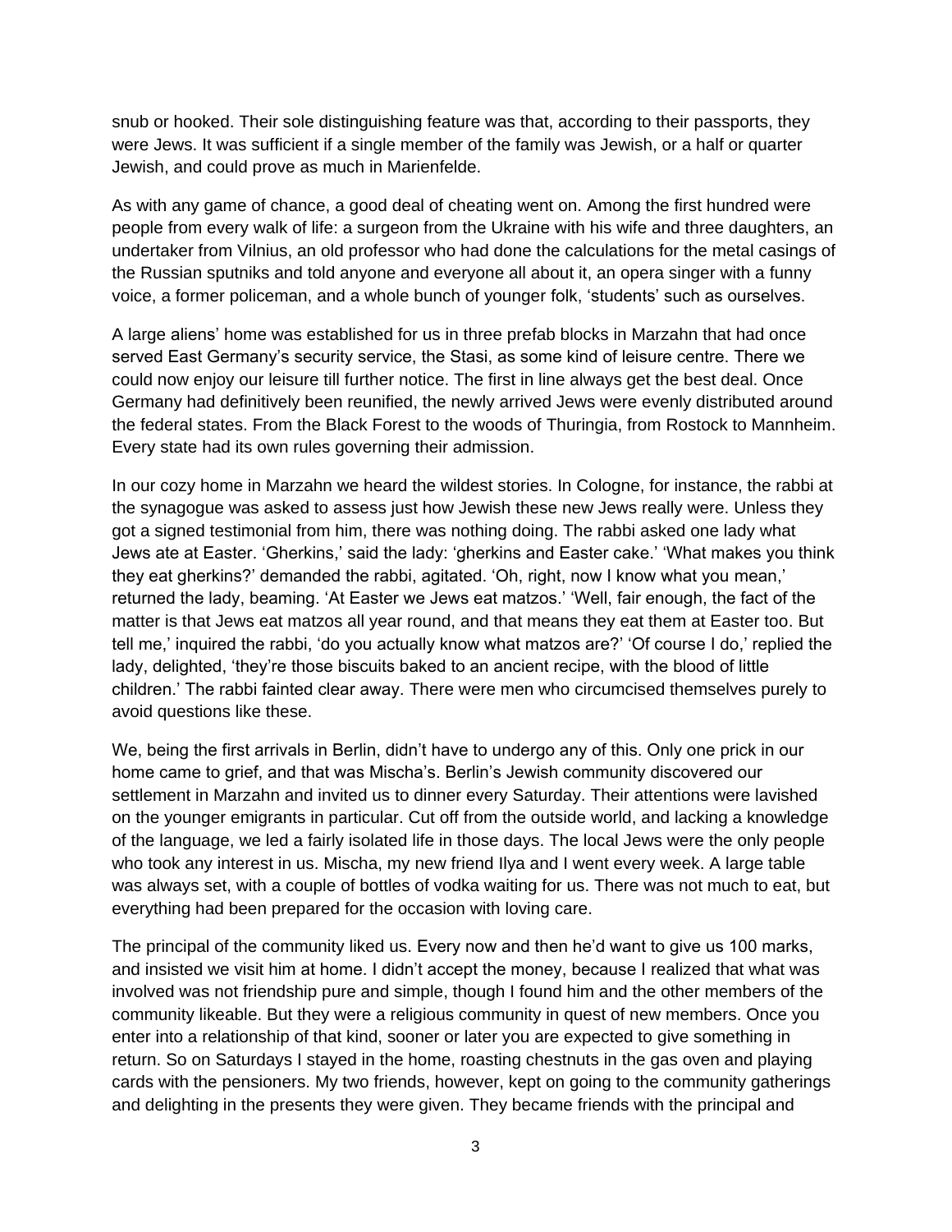snub or hooked. Their sole distinguishing feature was that, according to their passports, they were Jews. It was sufficient if a single member of the family was Jewish, or a half or quarter Jewish, and could prove as much in Marienfelde.

As with any game of chance, a good deal of cheating went on. Among the first hundred were people from every walk of life: a surgeon from the Ukraine with his wife and three daughters, an undertaker from Vilnius, an old professor who had done the calculations for the metal casings of the Russian sputniks and told anyone and everyone all about it, an opera singer with a funny voice, a former policeman, and a whole bunch of younger folk, 'students' such as ourselves.

A large aliens' home was established for us in three prefab blocks in Marzahn that had once served East Germany's security service, the Stasi, as some kind of leisure centre. There we could now enjoy our leisure till further notice. The first in line always get the best deal. Once Germany had definitively been reunified, the newly arrived Jews were evenly distributed around the federal states. From the Black Forest to the woods of Thuringia, from Rostock to Mannheim. Every state had its own rules governing their admission.

In our cozy home in Marzahn we heard the wildest stories. In Cologne, for instance, the rabbi at the synagogue was asked to assess just how Jewish these new Jews really were. Unless they got a signed testimonial from him, there was nothing doing. The rabbi asked one lady what Jews ate at Easter. 'Gherkins,' said the lady: 'gherkins and Easter cake.' 'What makes you think they eat gherkins?' demanded the rabbi, agitated. 'Oh, right, now I know what you mean,' returned the lady, beaming. 'At Easter we Jews eat matzos.' 'Well, fair enough, the fact of the matter is that Jews eat matzos all year round, and that means they eat them at Easter too. But tell me,' inquired the rabbi, 'do you actually know what matzos are?' 'Of course I do,' replied the lady, delighted, 'they're those biscuits baked to an ancient recipe, with the blood of little children.' The rabbi fainted clear away. There were men who circumcised themselves purely to avoid questions like these.

We, being the first arrivals in Berlin, didn't have to undergo any of this. Only one prick in our home came to grief, and that was Mischa's. Berlin's Jewish community discovered our settlement in Marzahn and invited us to dinner every Saturday. Their attentions were lavished on the younger emigrants in particular. Cut off from the outside world, and lacking a knowledge of the language, we led a fairly isolated life in those days. The local Jews were the only people who took any interest in us. Mischa, my new friend Ilya and I went every week. A large table was always set, with a couple of bottles of vodka waiting for us. There was not much to eat, but everything had been prepared for the occasion with loving care.

The principal of the community liked us. Every now and then he'd want to give us 100 marks, and insisted we visit him at home. I didn't accept the money, because I realized that what was involved was not friendship pure and simple, though I found him and the other members of the community likeable. But they were a religious community in quest of new members. Once you enter into a relationship of that kind, sooner or later you are expected to give something in return. So on Saturdays I stayed in the home, roasting chestnuts in the gas oven and playing cards with the pensioners. My two friends, however, kept on going to the community gatherings and delighting in the presents they were given. They became friends with the principal and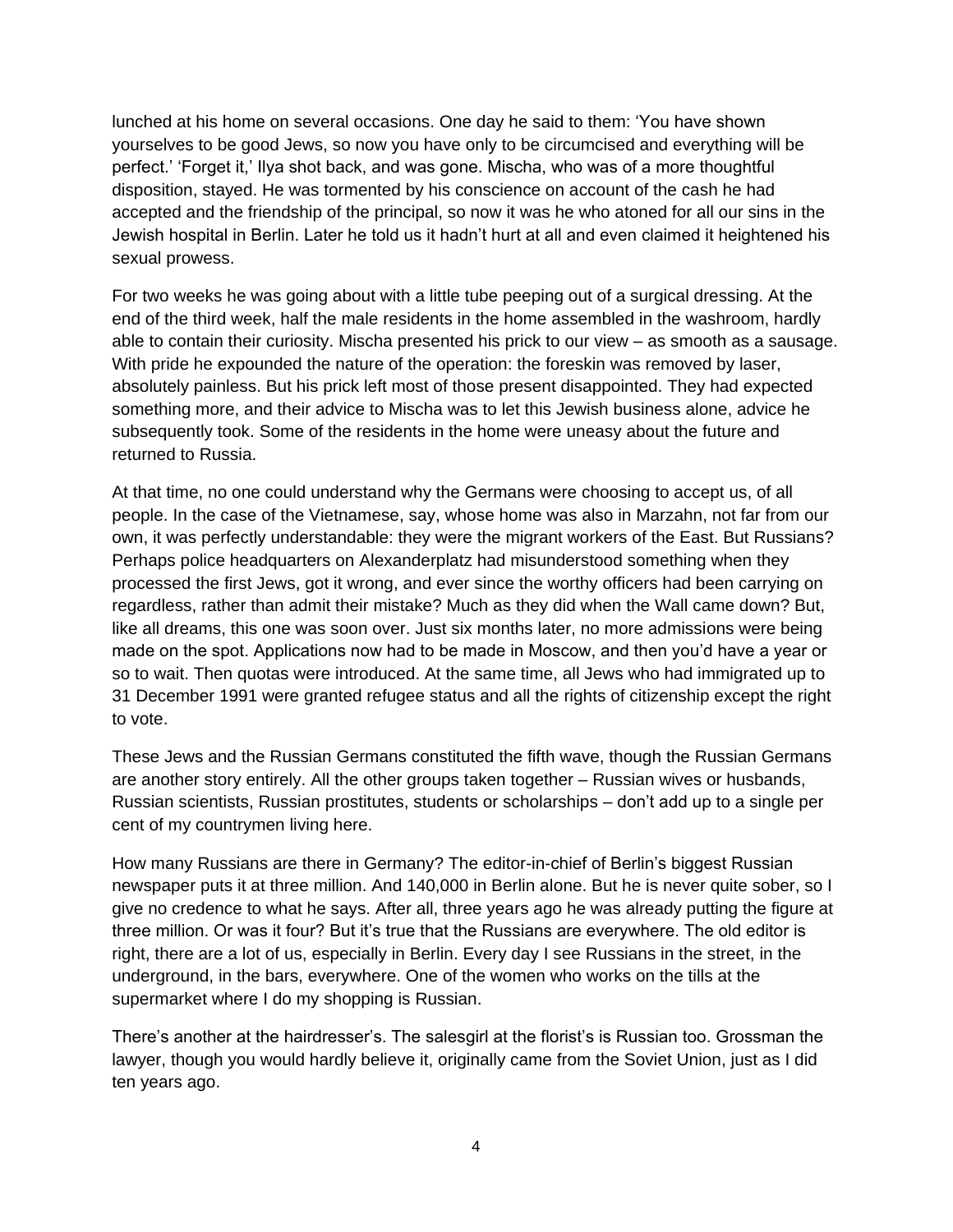lunched at his home on several occasions. One day he said to them: 'You have shown yourselves to be good Jews, so now you have only to be circumcised and everything will be perfect.' 'Forget it,' Ilya shot back, and was gone. Mischa, who was of a more thoughtful disposition, stayed. He was tormented by his conscience on account of the cash he had accepted and the friendship of the principal, so now it was he who atoned for all our sins in the Jewish hospital in Berlin. Later he told us it hadn't hurt at all and even claimed it heightened his sexual prowess.

For two weeks he was going about with a little tube peeping out of a surgical dressing. At the end of the third week, half the male residents in the home assembled in the washroom, hardly able to contain their curiosity. Mischa presented his prick to our view – as smooth as a sausage. With pride he expounded the nature of the operation: the foreskin was removed by laser, absolutely painless. But his prick left most of those present disappointed. They had expected something more, and their advice to Mischa was to let this Jewish business alone, advice he subsequently took. Some of the residents in the home were uneasy about the future and returned to Russia.

At that time, no one could understand why the Germans were choosing to accept us, of all people. In the case of the Vietnamese, say, whose home was also in Marzahn, not far from our own, it was perfectly understandable: they were the migrant workers of the East. But Russians? Perhaps police headquarters on Alexanderplatz had misunderstood something when they processed the first Jews, got it wrong, and ever since the worthy officers had been carrying on regardless, rather than admit their mistake? Much as they did when the Wall came down? But, like all dreams, this one was soon over. Just six months later, no more admissions were being made on the spot. Applications now had to be made in Moscow, and then you'd have a year or so to wait. Then quotas were introduced. At the same time, all Jews who had immigrated up to 31 December 1991 were granted refugee status and all the rights of citizenship except the right to vote.

These Jews and the Russian Germans constituted the fifth wave, though the Russian Germans are another story entirely. All the other groups taken together – Russian wives or husbands, Russian scientists, Russian prostitutes, students or scholarships – don't add up to a single per cent of my countrymen living here.

How many Russians are there in Germany? The editor-in-chief of Berlin's biggest Russian newspaper puts it at three million. And 140,000 in Berlin alone. But he is never quite sober, so I give no credence to what he says. After all, three years ago he was already putting the figure at three million. Or was it four? But it's true that the Russians are everywhere. The old editor is right, there are a lot of us, especially in Berlin. Every day I see Russians in the street, in the underground, in the bars, everywhere. One of the women who works on the tills at the supermarket where I do my shopping is Russian.

There's another at the hairdresser's. The salesgirl at the florist's is Russian too. Grossman the lawyer, though you would hardly believe it, originally came from the Soviet Union, just as I did ten years ago.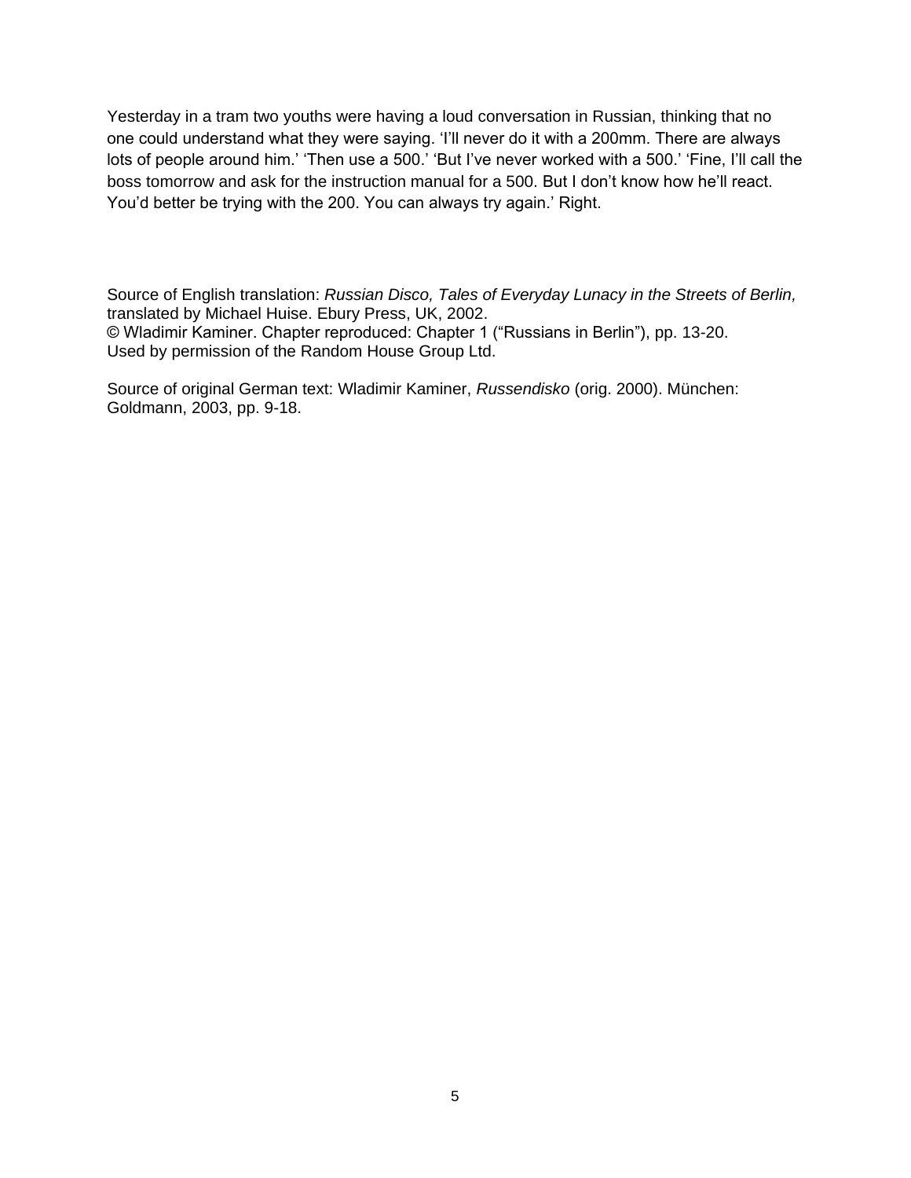Yesterday in a tram two youths were having a loud conversation in Russian, thinking that no one could understand what they were saying. 'I'll never do it with a 200mm. There are always lots of people around him.' 'Then use a 500.' 'But I've never worked with a 500.' 'Fine, I'll call the boss tomorrow and ask for the instruction manual for a 500. But I don't know how he'll react. You'd better be trying with the 200. You can always try again.' Right.

Source of English translation: *Russian Disco, Tales of Everyday Lunacy in the Streets of Berlin,* translated by Michael Huise. Ebury Press, UK, 2002.
© Wladimir Kaminer. Chapter reproduced: Chapter 1 ("Russians in Berlin"), pp. 13-20.
Used by permission of the Random House Group Ltd.

Source of original German text: Wladimir Kaminer, *Russendisko* (orig. 2000). München: Goldmann, 2003, pp. 9-18.